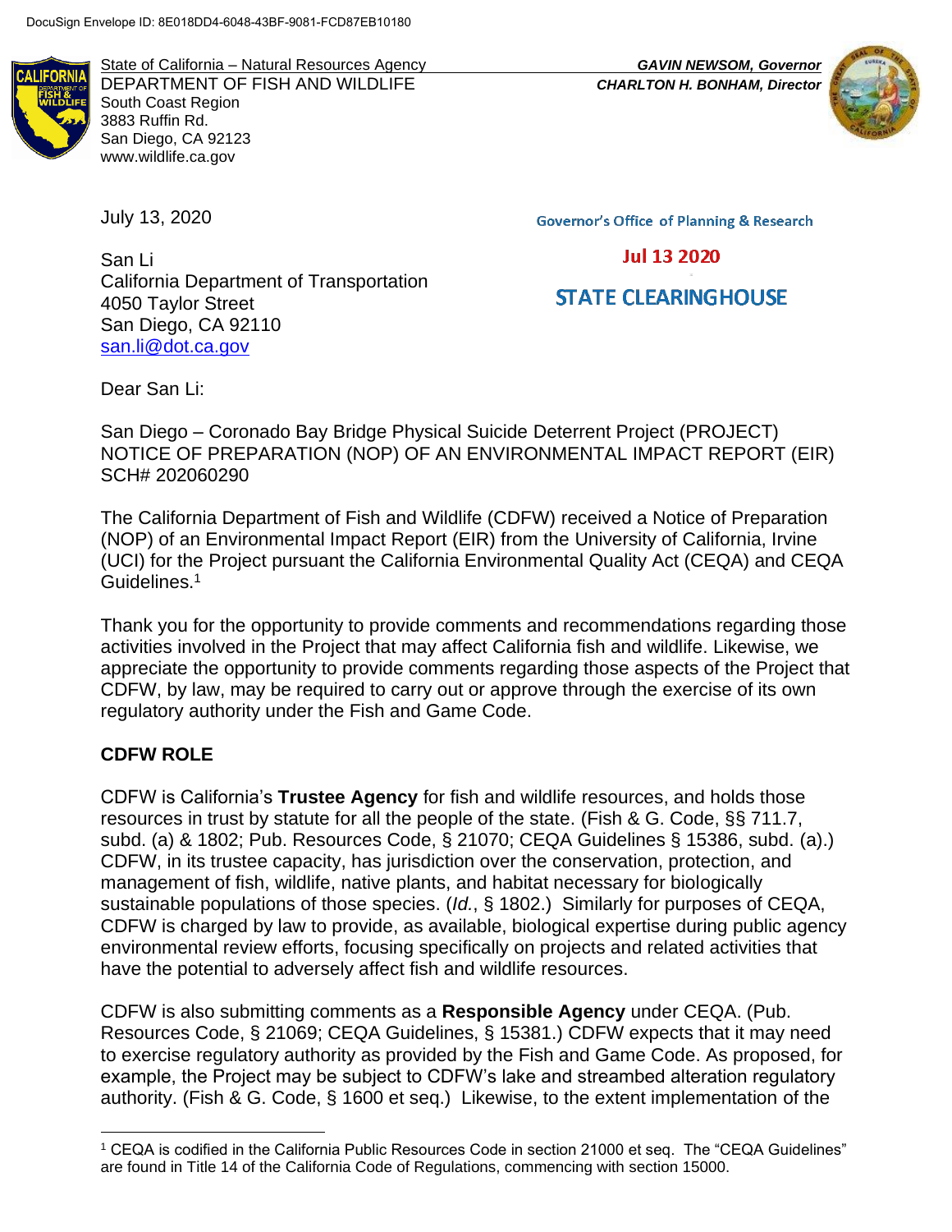DocuSign Envelope ID: 8E018DD4-6048-43BF-9081-FCD87EB10180

State of California – Natural Resources Agency
DEPARTMENT OF FISH AND WILDLIFE
South Coast Region
3883 Ruffin Rd.
San Diego, CA 92123
www.wildlife.ca.gov

*GAVIN NEWSOM, Governor*
*CHARLTON H. BONHAM, Director*

July 13, 2020

Governor's Office of Planning & Research

Jul 13 2020

STATE CLEARINGHOUSE

San Li
California Department of Transportation
4050 Taylor Street
San Diego, CA 92110
san.li@dot.ca.gov

Dear San Li:

San Diego – Coronado Bay Bridge Physical Suicide Deterrent Project (PROJECT)
NOTICE OF PREPARATION (NOP) OF AN ENVIRONMENTAL IMPACT REPORT (EIR)
SCH# 202060290

The California Department of Fish and Wildlife (CDFW) received a Notice of Preparation (NOP) of an Environmental Impact Report (EIR) from the University of California, Irvine (UCI) for the Project pursuant the California Environmental Quality Act (CEQA) and CEQA Guidelines.[1]

Thank you for the opportunity to provide comments and recommendations regarding those activities involved in the Project that may affect California fish and wildlife. Likewise, we appreciate the opportunity to provide comments regarding those aspects of the Project that CDFW, by law, may be required to carry out or approve through the exercise of its own regulatory authority under the Fish and Game Code.

## CDFW ROLE

CDFW is California's **Trustee Agency** for fish and wildlife resources, and holds those resources in trust by statute for all the people of the state. (Fish & G. Code, §§ 711.7, subd. (a) & 1802; Pub. Resources Code, § 21070; CEQA Guidelines § 15386, subd. (a).) CDFW, in its trustee capacity, has jurisdiction over the conservation, protection, and management of fish, wildlife, native plants, and habitat necessary for biologically sustainable populations of those species. (*Id.*, § 1802.) Similarly for purposes of CEQA, CDFW is charged by law to provide, as available, biological expertise during public agency environmental review efforts, focusing specifically on projects and related activities that have the potential to adversely affect fish and wildlife resources.

CDFW is also submitting comments as a **Responsible Agency** under CEQA. (Pub. Resources Code, § 21069; CEQA Guidelines, § 15381.) CDFW expects that it may need to exercise regulatory authority as provided by the Fish and Game Code. As proposed, for example, the Project may be subject to CDFW's lake and streambed alteration regulatory authority. (Fish & G. Code, § 1600 et seq.) Likewise, to the extent implementation of the

[1] CEQA is codified in the California Public Resources Code in section 21000 et seq. The "CEQA Guidelines" are found in Title 14 of the California Code of Regulations, commencing with section 15000.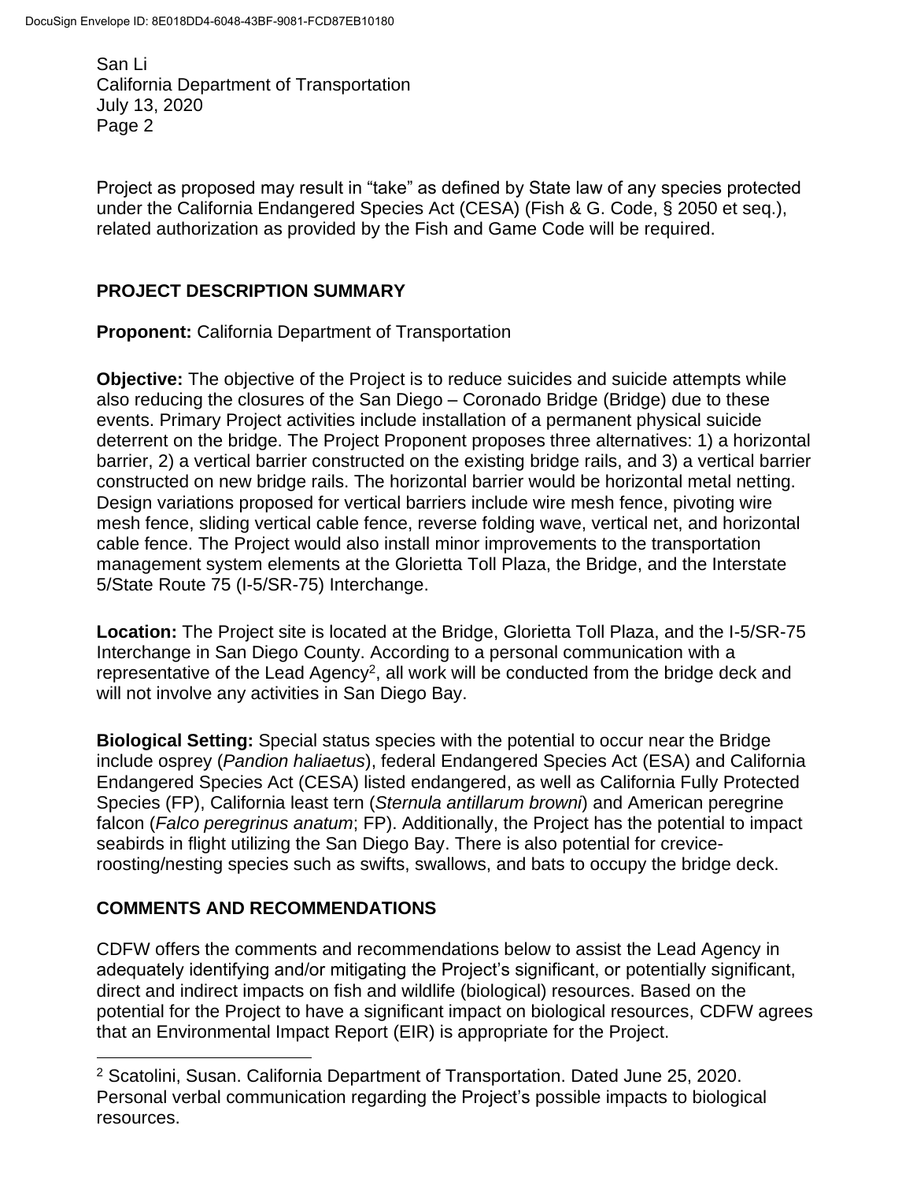Project as proposed may result in "take" as defined by State law of any species protected under the California Endangered Species Act (CESA) (Fish & G. Code, § 2050 et seq.), related authorization as provided by the Fish and Game Code will be required.

## PROJECT DESCRIPTION SUMMARY

**Proponent:** California Department of Transportation

**Objective:** The objective of the Project is to reduce suicides and suicide attempts while also reducing the closures of the San Diego – Coronado Bridge (Bridge) due to these events. Primary Project activities include installation of a permanent physical suicide deterrent on the bridge. The Project Proponent proposes three alternatives: 1) a horizontal barrier, 2) a vertical barrier constructed on the existing bridge rails, and 3) a vertical barrier constructed on new bridge rails. The horizontal barrier would be horizontal metal netting. Design variations proposed for vertical barriers include wire mesh fence, pivoting wire mesh fence, sliding vertical cable fence, reverse folding wave, vertical net, and horizontal cable fence. The Project would also install minor improvements to the transportation management system elements at the Glorietta Toll Plaza, the Bridge, and the Interstate 5/State Route 75 (I-5/SR-75) Interchange.

**Location:** The Project site is located at the Bridge, Glorietta Toll Plaza, and the I-5/SR-75 Interchange in San Diego County. According to a personal communication with a representative of the Lead Agency[2], all work will be conducted from the bridge deck and will not involve any activities in San Diego Bay.

**Biological Setting:** Special status species with the potential to occur near the Bridge include osprey (*Pandion haliaetus*), federal Endangered Species Act (ESA) and California Endangered Species Act (CESA) listed endangered, as well as California Fully Protected Species (FP), California least tern (*Sternula antillarum browni*) and American peregrine falcon (*Falco peregrinus anatum*; FP). Additionally, the Project has the potential to impact seabirds in flight utilizing the San Diego Bay. There is also potential for crevice-roosting/nesting species such as swifts, swallows, and bats to occupy the bridge deck.

## COMMENTS AND RECOMMENDATIONS

CDFW offers the comments and recommendations below to assist the Lead Agency in adequately identifying and/or mitigating the Project's significant, or potentially significant, direct and indirect impacts on fish and wildlife (biological) resources. Based on the potential for the Project to have a significant impact on biological resources, CDFW agrees that an Environmental Impact Report (EIR) is appropriate for the Project.

---

[2] Scatolini, Susan. California Department of Transportation. Dated June 25, 2020. Personal verbal communication regarding the Project's possible impacts to biological resources.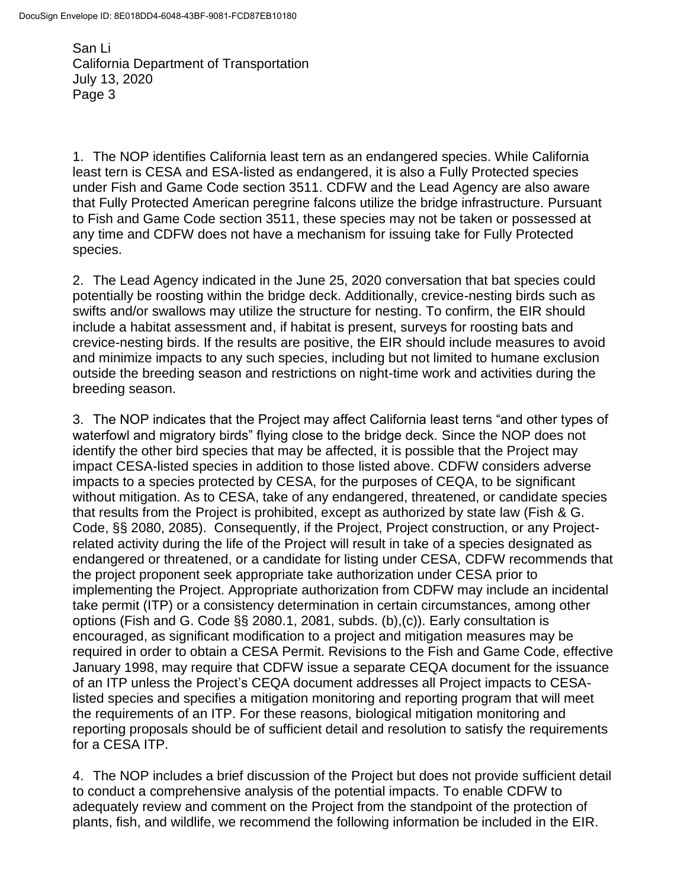1. The NOP identifies California least tern as an endangered species. While California least tern is CESA and ESA-listed as endangered, it is also a Fully Protected species under Fish and Game Code section 3511. CDFW and the Lead Agency are also aware that Fully Protected American peregrine falcons utilize the bridge infrastructure. Pursuant to Fish and Game Code section 3511, these species may not be taken or possessed at any time and CDFW does not have a mechanism for issuing take for Fully Protected species.

2. The Lead Agency indicated in the June 25, 2020 conversation that bat species could potentially be roosting within the bridge deck. Additionally, crevice-nesting birds such as swifts and/or swallows may utilize the structure for nesting. To confirm, the EIR should include a habitat assessment and, if habitat is present, surveys for roosting bats and crevice-nesting birds. If the results are positive, the EIR should include measures to avoid and minimize impacts to any such species, including but not limited to humane exclusion outside the breeding season and restrictions on night-time work and activities during the breeding season.

3. The NOP indicates that the Project may affect California least terns "and other types of waterfowl and migratory birds" flying close to the bridge deck. Since the NOP does not identify the other bird species that may be affected, it is possible that the Project may impact CESA-listed species in addition to those listed above. CDFW considers adverse impacts to a species protected by CESA, for the purposes of CEQA, to be significant without mitigation. As to CESA, take of any endangered, threatened, or candidate species that results from the Project is prohibited, except as authorized by state law (Fish & G. Code, §§ 2080, 2085). Consequently, if the Project, Project construction, or any Project-related activity during the life of the Project will result in take of a species designated as endangered or threatened, or a candidate for listing under CESA, CDFW recommends that the project proponent seek appropriate take authorization under CESA prior to implementing the Project. Appropriate authorization from CDFW may include an incidental take permit (ITP) or a consistency determination in certain circumstances, among other options (Fish and G. Code §§ 2080.1, 2081, subds. (b),(c)). Early consultation is encouraged, as significant modification to a project and mitigation measures may be required in order to obtain a CESA Permit. Revisions to the Fish and Game Code, effective January 1998, may require that CDFW issue a separate CEQA document for the issuance of an ITP unless the Project's CEQA document addresses all Project impacts to CESA-listed species and specifies a mitigation monitoring and reporting program that will meet the requirements of an ITP. For these reasons, biological mitigation monitoring and reporting proposals should be of sufficient detail and resolution to satisfy the requirements for a CESA ITP.

4. The NOP includes a brief discussion of the Project but does not provide sufficient detail to conduct a comprehensive analysis of the potential impacts. To enable CDFW to adequately review and comment on the Project from the standpoint of the protection of plants, fish, and wildlife, we recommend the following information be included in the EIR.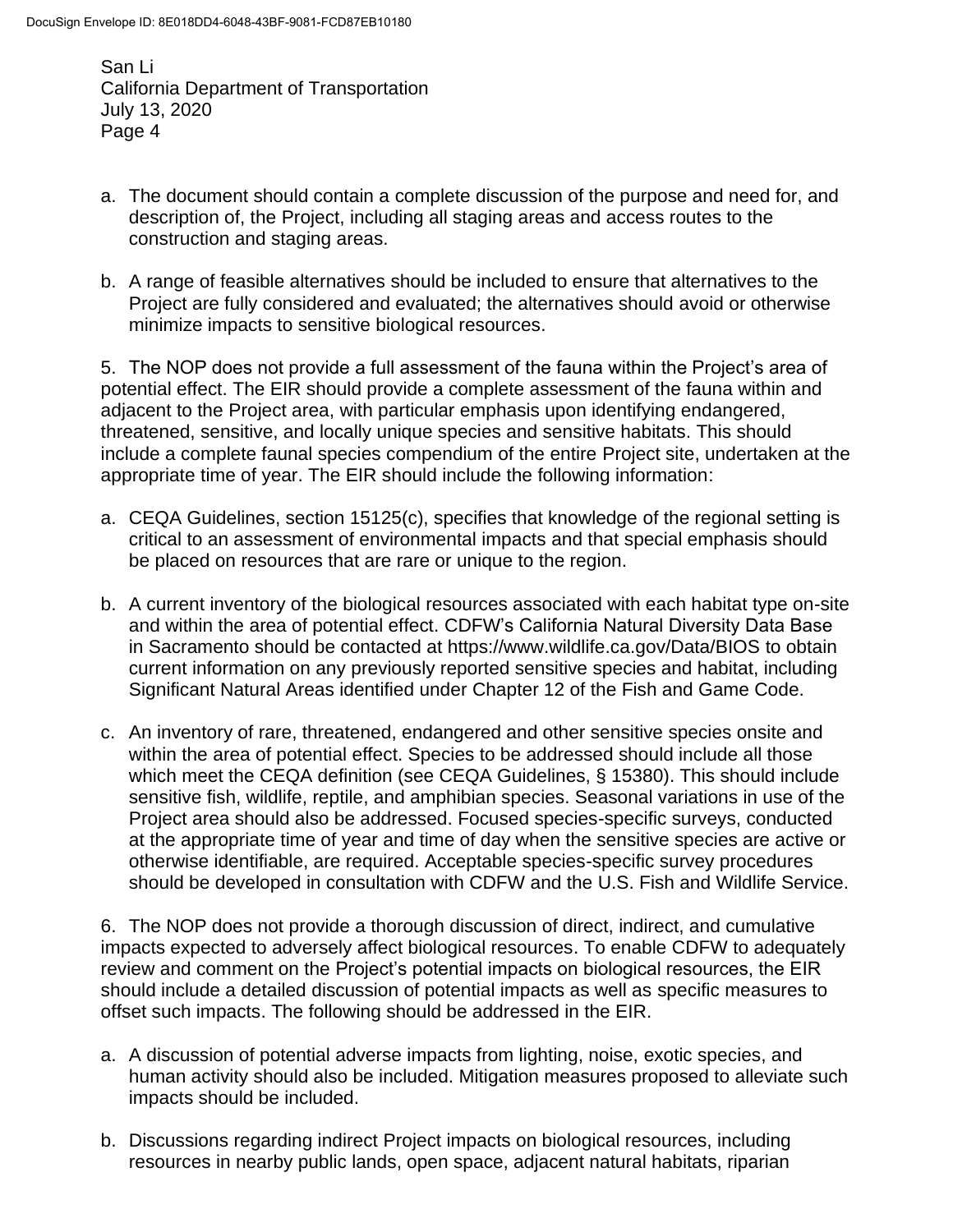a. The document should contain a complete discussion of the purpose and need for, and description of, the Project, including all staging areas and access routes to the construction and staging areas.

b. A range of feasible alternatives should be included to ensure that alternatives to the Project are fully considered and evaluated; the alternatives should avoid or otherwise minimize impacts to sensitive biological resources.

5. The NOP does not provide a full assessment of the fauna within the Project's area of potential effect. The EIR should provide a complete assessment of the fauna within and adjacent to the Project area, with particular emphasis upon identifying endangered, threatened, sensitive, and locally unique species and sensitive habitats. This should include a complete faunal species compendium of the entire Project site, undertaken at the appropriate time of year. The EIR should include the following information:

a. CEQA Guidelines, section 15125(c), specifies that knowledge of the regional setting is critical to an assessment of environmental impacts and that special emphasis should be placed on resources that are rare or unique to the region.

b. A current inventory of the biological resources associated with each habitat type on-site and within the area of potential effect. CDFW's California Natural Diversity Data Base in Sacramento should be contacted at https://www.wildlife.ca.gov/Data/BIOS to obtain current information on any previously reported sensitive species and habitat, including Significant Natural Areas identified under Chapter 12 of the Fish and Game Code.

c. An inventory of rare, threatened, endangered and other sensitive species onsite and within the area of potential effect. Species to be addressed should include all those which meet the CEQA definition (see CEQA Guidelines, § 15380). This should include sensitive fish, wildlife, reptile, and amphibian species. Seasonal variations in use of the Project area should also be addressed. Focused species-specific surveys, conducted at the appropriate time of year and time of day when the sensitive species are active or otherwise identifiable, are required. Acceptable species-specific survey procedures should be developed in consultation with CDFW and the U.S. Fish and Wildlife Service.

6. The NOP does not provide a thorough discussion of direct, indirect, and cumulative impacts expected to adversely affect biological resources. To enable CDFW to adequately review and comment on the Project's potential impacts on biological resources, the EIR should include a detailed discussion of potential impacts as well as specific measures to offset such impacts. The following should be addressed in the EIR.

a. A discussion of potential adverse impacts from lighting, noise, exotic species, and human activity should also be included. Mitigation measures proposed to alleviate such impacts should be included.

b. Discussions regarding indirect Project impacts on biological resources, including resources in nearby public lands, open space, adjacent natural habitats, riparian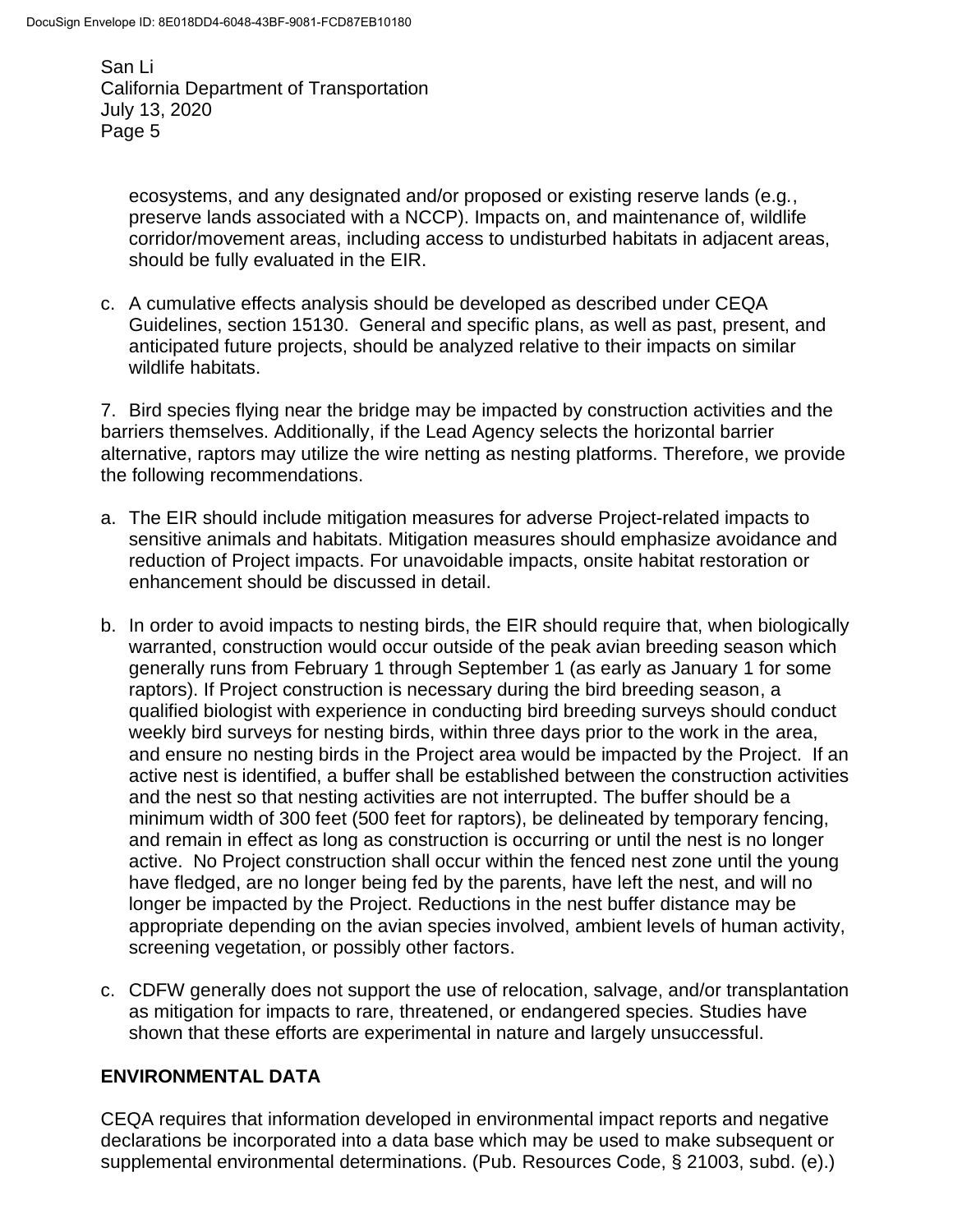ecosystems, and any designated and/or proposed or existing reserve lands (e.g., preserve lands associated with a NCCP). Impacts on, and maintenance of, wildlife corridor/movement areas, including access to undisturbed habitats in adjacent areas, should be fully evaluated in the EIR.

c. A cumulative effects analysis should be developed as described under CEQA Guidelines, section 15130. General and specific plans, as well as past, present, and anticipated future projects, should be analyzed relative to their impacts on similar wildlife habitats.

7. Bird species flying near the bridge may be impacted by construction activities and the barriers themselves. Additionally, if the Lead Agency selects the horizontal barrier alternative, raptors may utilize the wire netting as nesting platforms. Therefore, we provide the following recommendations.

a. The EIR should include mitigation measures for adverse Project-related impacts to sensitive animals and habitats. Mitigation measures should emphasize avoidance and reduction of Project impacts. For unavoidable impacts, onsite habitat restoration or enhancement should be discussed in detail.

b. In order to avoid impacts to nesting birds, the EIR should require that, when biologically warranted, construction would occur outside of the peak avian breeding season which generally runs from February 1 through September 1 (as early as January 1 for some raptors). If Project construction is necessary during the bird breeding season, a qualified biologist with experience in conducting bird breeding surveys should conduct weekly bird surveys for nesting birds, within three days prior to the work in the area, and ensure no nesting birds in the Project area would be impacted by the Project. If an active nest is identified, a buffer shall be established between the construction activities and the nest so that nesting activities are not interrupted. The buffer should be a minimum width of 300 feet (500 feet for raptors), be delineated by temporary fencing, and remain in effect as long as construction is occurring or until the nest is no longer active. No Project construction shall occur within the fenced nest zone until the young have fledged, are no longer being fed by the parents, have left the nest, and will no longer be impacted by the Project. Reductions in the nest buffer distance may be appropriate depending on the avian species involved, ambient levels of human activity, screening vegetation, or possibly other factors.

c. CDFW generally does not support the use of relocation, salvage, and/or transplantation as mitigation for impacts to rare, threatened, or endangered species. Studies have shown that these efforts are experimental in nature and largely unsuccessful.

## ENVIRONMENTAL DATA

CEQA requires that information developed in environmental impact reports and negative declarations be incorporated into a data base which may be used to make subsequent or supplemental environmental determinations. (Pub. Resources Code, § 21003, subd. (e).)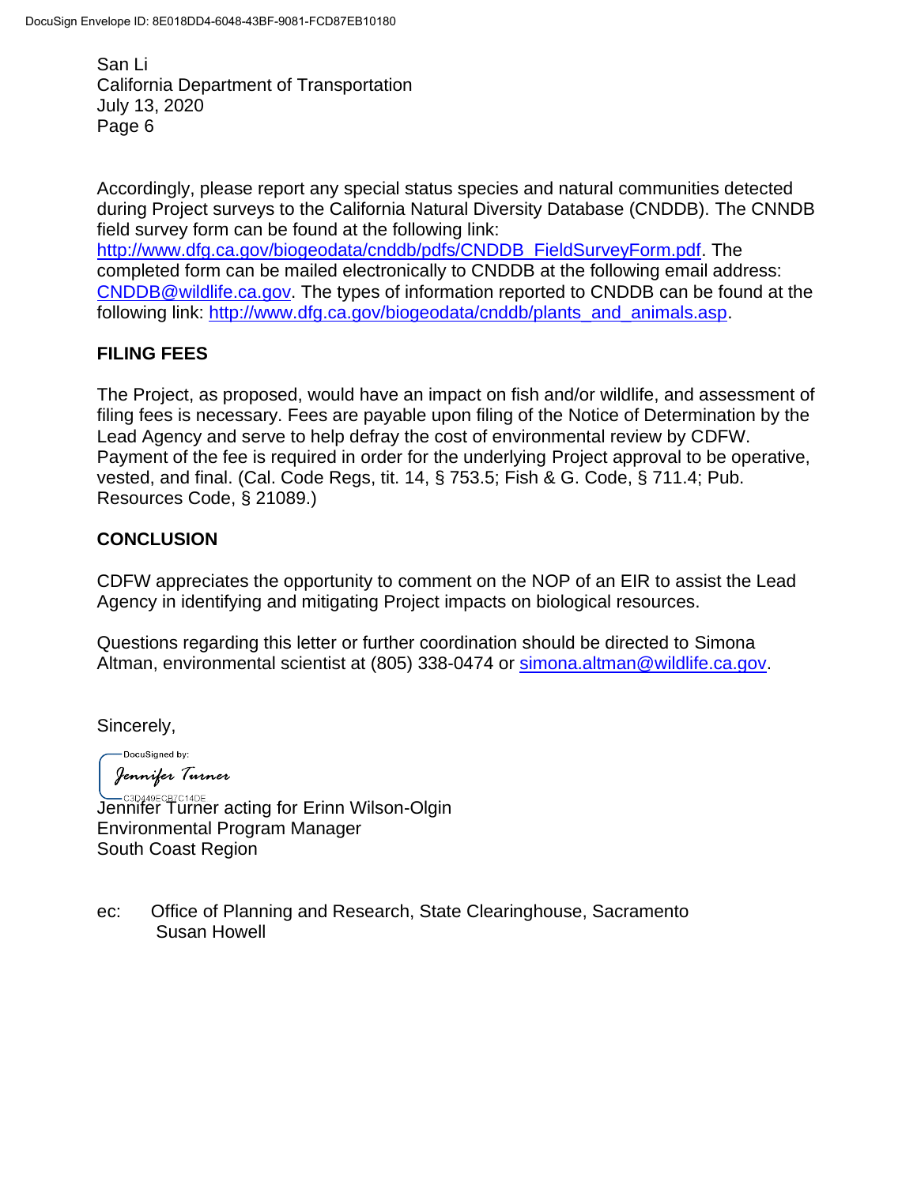Accordingly, please report any special status species and natural communities detected during Project surveys to the California Natural Diversity Database (CNDDB). The CNNDB field survey form can be found at the following link: http://www.dfg.ca.gov/biogeodata/cnddb/pdfs/CNDDB_FieldSurveyForm.pdf. The completed form can be mailed electronically to CNDDB at the following email address: CNDDB@wildlife.ca.gov. The types of information reported to CNDDB can be found at the following link: http://www.dfg.ca.gov/biogeodata/cnddb/plants_and_animals.asp.

**FILING FEES**

The Project, as proposed, would have an impact on fish and/or wildlife, and assessment of filing fees is necessary. Fees are payable upon filing of the Notice of Determination by the Lead Agency and serve to help defray the cost of environmental review by CDFW. Payment of the fee is required in order for the underlying Project approval to be operative, vested, and final. (Cal. Code Regs, tit. 14, § 753.5; Fish & G. Code, § 711.4; Pub. Resources Code, § 21089.)

**CONCLUSION**

CDFW appreciates the opportunity to comment on the NOP of an EIR to assist the Lead Agency in identifying and mitigating Project impacts on biological resources.

Questions regarding this letter or further coordination should be directed to Simona Altman, environmental scientist at (805) 338-0474 or simona.altman@wildlife.ca.gov.

Sincerely,

DocuSigned by:
Jennifer Turner
C3D449ECB7C14DE

Jennifer Turner acting for Erinn Wilson-Olgin
Environmental Program Manager
South Coast Region

ec: Office of Planning and Research, State Clearinghouse, Sacramento
Susan Howell